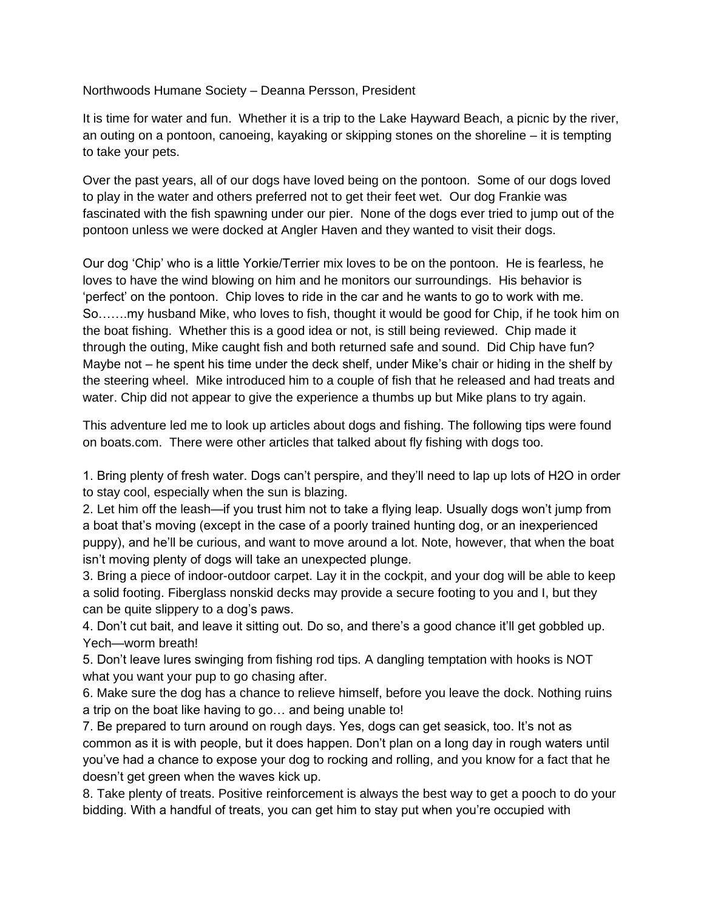Northwoods Humane Society – Deanna Persson, President

It is time for water and fun. Whether it is a trip to the Lake Hayward Beach, a picnic by the river, an outing on a pontoon, canoeing, kayaking or skipping stones on the shoreline – it is tempting to take your pets.

Over the past years, all of our dogs have loved being on the pontoon. Some of our dogs loved to play in the water and others preferred not to get their feet wet. Our dog Frankie was fascinated with the fish spawning under our pier. None of the dogs ever tried to jump out of the pontoon unless we were docked at Angler Haven and they wanted to visit their dogs.

Our dog 'Chip' who is a little Yorkie/Terrier mix loves to be on the pontoon. He is fearless, he loves to have the wind blowing on him and he monitors our surroundings. His behavior is 'perfect' on the pontoon. Chip loves to ride in the car and he wants to go to work with me. So…….my husband Mike, who loves to fish, thought it would be good for Chip, if he took him on the boat fishing. Whether this is a good idea or not, is still being reviewed. Chip made it through the outing, Mike caught fish and both returned safe and sound. Did Chip have fun? Maybe not – he spent his time under the deck shelf, under Mike's chair or hiding in the shelf by the steering wheel. Mike introduced him to a couple of fish that he released and had treats and water. Chip did not appear to give the experience a thumbs up but Mike plans to try again.

This adventure led me to look up articles about dogs and fishing. The following tips were found on boats.com. There were other articles that talked about fly fishing with dogs too.

1. Bring plenty of fresh water. Dogs can't perspire, and they'll need to lap up lots of $H_2O$ in order to stay cool, especially when the sun is blazing.
2. Let him off the leash—if you trust him not to take a flying leap. Usually dogs won't jump from a boat that's moving (except in the case of a poorly trained hunting dog, or an inexperienced puppy), and he'll be curious, and want to move around a lot. Note, however, that when the boat isn't moving plenty of dogs will take an unexpected plunge.
3. Bring a piece of indoor-outdoor carpet. Lay it in the cockpit, and your dog will be able to keep a solid footing. Fiberglass nonskid decks may provide a secure footing to you and I, but they can be quite slippery to a dog's paws.
4. Don't cut bait, and leave it sitting out. Do so, and there's a good chance it'll get gobbled up. Yech—worm breath!
5. Don't leave lures swinging from fishing rod tips. A dangling temptation with hooks is NOT what you want your pup to go chasing after.
6. Make sure the dog has a chance to relieve himself, before you leave the dock. Nothing ruins a trip on the boat like having to go… and being unable to!
7. Be prepared to turn around on rough days. Yes, dogs can get seasick, too. It's not as common as it is with people, but it does happen. Don't plan on a long day in rough waters until you've had a chance to expose your dog to rocking and rolling, and you know for a fact that he doesn't get green when the waves kick up.
8. Take plenty of treats. Positive reinforcement is always the best way to get a pooch to do your bidding. With a handful of treats, you can get him to stay put when you're occupied with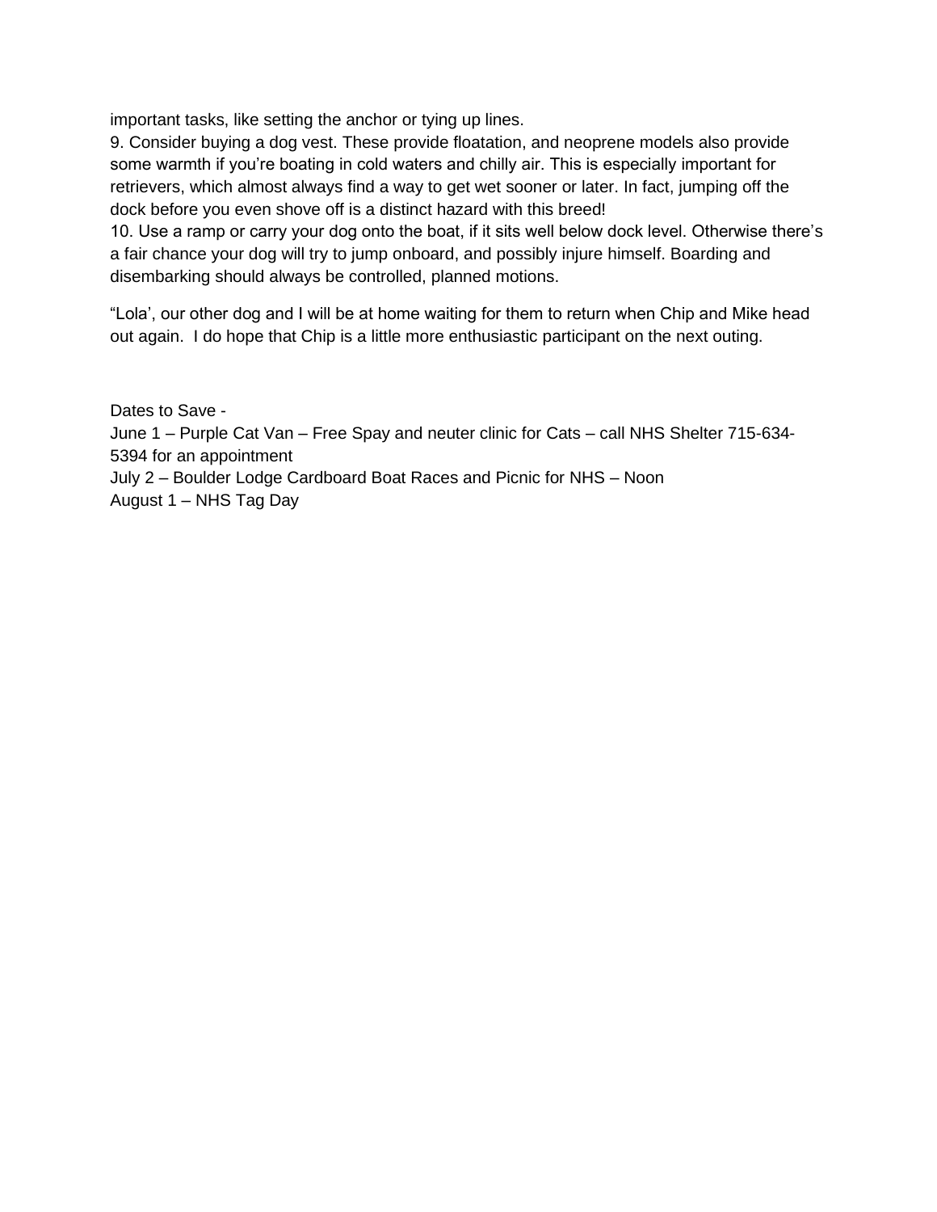important tasks, like setting the anchor or tying up lines.

9. Consider buying a dog vest. These provide floatation, and neoprene models also provide some warmth if you're boating in cold waters and chilly air. This is especially important for retrievers, which almost always find a way to get wet sooner or later. In fact, jumping off the dock before you even shove off is a distinct hazard with this breed!

10. Use a ramp or carry your dog onto the boat, if it sits well below dock level. Otherwise there's a fair chance your dog will try to jump onboard, and possibly injure himself. Boarding and disembarking should always be controlled, planned motions.

"Lola', our other dog and I will be at home waiting for them to return when Chip and Mike head out again. I do hope that Chip is a little more enthusiastic participant on the next outing.

Dates to Save -

June 1 – Purple Cat Van – Free Spay and neuter clinic for Cats – call NHS Shelter 715-634-5394 for an appointment

July 2 – Boulder Lodge Cardboard Boat Races and Picnic for NHS – Noon

August 1 – NHS Tag Day